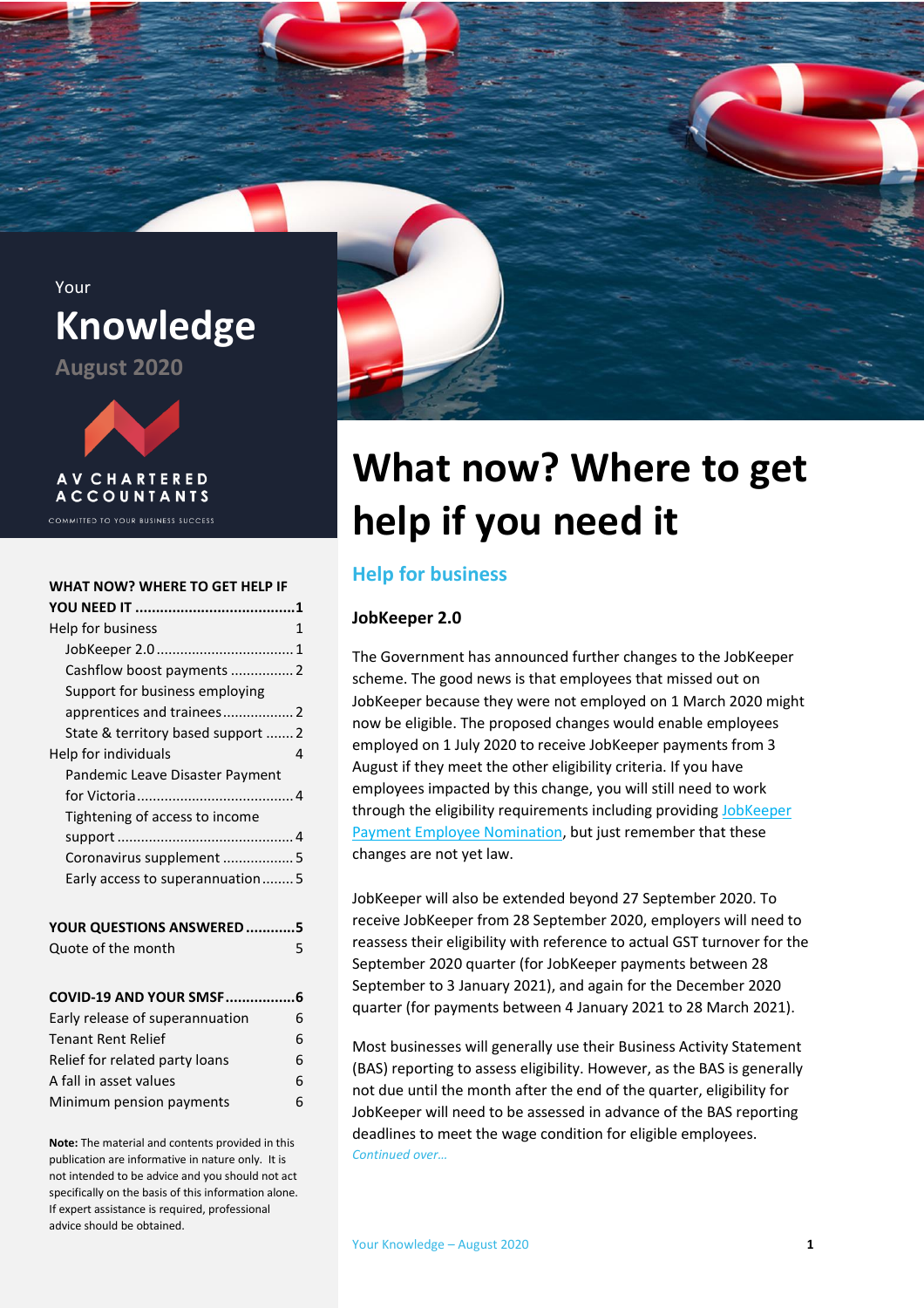Your

# Knowledge

August 2020

AV CHARTERED ACCOUNTANTS

COMMITTED TO YOUR BUSINESS SUCCESS

**WHAT NOW? WHERE TO GET HELP IF YOU NEED IT ....................................... 1**

- Help for business 1
  - JobKeeper 2.0 .................................. 1
  - Cashflow boost payments ................ 2
  - Support for business employing apprentices and trainees .................. 2
  - State & territory based support ....... 2
- Help for individuals 4
  - Pandemic Leave Disaster Payment for Victoria ........................................ 4
  - Tightening of access to income support ............................................ 4
  - Coronavirus supplement .................. 5
  - Early access to superannuation ........ 5

**YOUR QUESTIONS ANSWERED ............ 5**

- Quote of the month 5

**COVID-19 AND YOUR SMSF ................. 6**

- Early release of superannuation 6
- Tenant Rent Relief 6
- Relief for related party loans 6
- A fall in asset values 6
- Minimum pension payments 6

**Note:** The material and contents provided in this publication are informative in nature only. It is not intended to be advice and you should not act specifically on the basis of this information alone. If expert assistance is required, professional advice should be obtained.

# What now? Where to get help if you need it

## Help for business

### JobKeeper 2.0

The Government has announced further changes to the JobKeeper scheme. The good news is that employees that missed out on JobKeeper because they were not employed on 1 March 2020 might now be eligible. The proposed changes would enable employees employed on 1 July 2020 to receive JobKeeper payments from 3 August if they meet the other eligibility criteria. If you have employees impacted by this change, you will still need to work through the eligibility requirements including providing JobKeeper Payment Employee Nomination, but just remember that these changes are not yet law.

JobKeeper will also be extended beyond 27 September 2020. To receive JobKeeper from 28 September 2020, employers will need to reassess their eligibility with reference to actual GST turnover for the September 2020 quarter (for JobKeeper payments between 28 September to 3 January 2021), and again for the December 2020 quarter (for payments between 4 January 2021 to 28 March 2021).

Most businesses will generally use their Business Activity Statement (BAS) reporting to assess eligibility. However, as the BAS is generally not due until the month after the end of the quarter, eligibility for JobKeeper will need to be assessed in advance of the BAS reporting deadlines to meet the wage condition for eligible employees.

*Continued over…*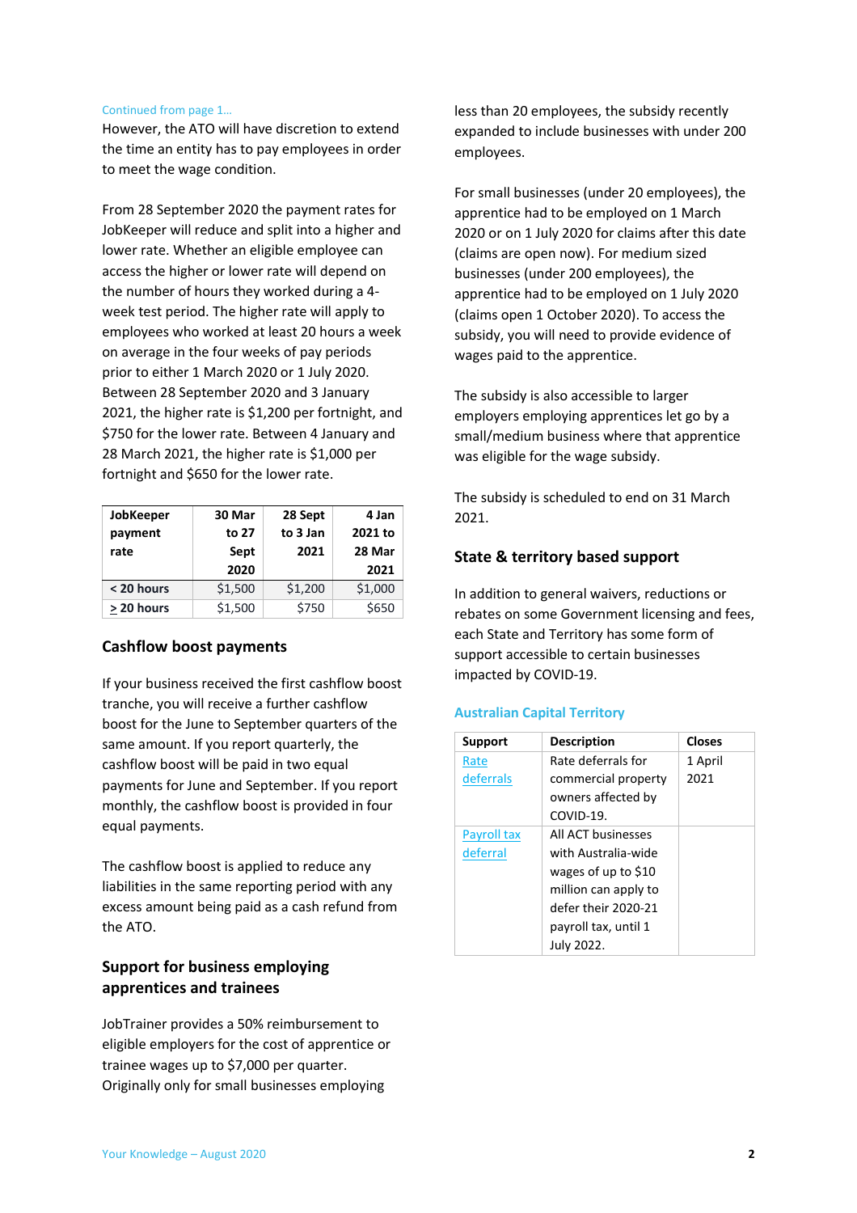Continued from page 1…

However, the ATO will have discretion to extend the time an entity has to pay employees in order to meet the wage condition.

From 28 September 2020 the payment rates for JobKeeper will reduce and split into a higher and lower rate. Whether an eligible employee can access the higher or lower rate will depend on the number of hours they worked during a 4-week test period. The higher rate will apply to employees who worked at least 20 hours a week on average in the four weeks of pay periods prior to either 1 March 2020 or 1 July 2020. Between 28 September 2020 and 3 January 2021, the higher rate is $1,200 per fortnight, and $750 for the lower rate. Between 4 January and 28 March 2021, the higher rate is $1,000 per fortnight and $650 for the lower rate.

| JobKeeper payment rate | 30 Mar to 27 Sept 2020 | 28 Sept to 3 Jan 2021 | 4 Jan 2021 to 28 Mar 2021 |
|---|---|---|---|
| < 20 hours | $1,500 | $1,200 | $1,000 |
| ≥ 20 hours | $1,500 | $750 | $650 |

## Cashflow boost payments

If your business received the first cashflow boost tranche, you will receive a further cashflow boost for the June to September quarters of the same amount. If you report quarterly, the cashflow boost will be paid in two equal payments for June and September. If you report monthly, the cashflow boost is provided in four equal payments.

The cashflow boost is applied to reduce any liabilities in the same reporting period with any excess amount being paid as a cash refund from the ATO.

## Support for business employing apprentices and trainees

JobTrainer provides a 50% reimbursement to eligible employers for the cost of apprentice or trainee wages up to $7,000 per quarter. Originally only for small businesses employing less than 20 employees, the subsidy recently expanded to include businesses with under 200 employees.

For small businesses (under 20 employees), the apprentice had to be employed on 1 March 2020 or on 1 July 2020 for claims after this date (claims are open now). For medium sized businesses (under 200 employees), the apprentice had to be employed on 1 July 2020 (claims open 1 October 2020). To access the subsidy, you will need to provide evidence of wages paid to the apprentice.

The subsidy is also accessible to larger employers employing apprentices let go by a small/medium business where that apprentice was eligible for the wage subsidy.

The subsidy is scheduled to end on 31 March 2021.

## State & territory based support

In addition to general waivers, reductions or rebates on some Government licensing and fees, each State and Territory has some form of support accessible to certain businesses impacted by COVID-19.

### Australian Capital Territory

| Support | Description | Closes |
|---|---|---|
| Rate deferrals | Rate deferrals for commercial property owners affected by COVID-19. | 1 April 2021 |
| Payroll tax deferral | All ACT businesses with Australia-wide wages of up to $10 million can apply to defer their 2020-21 payroll tax, until 1 July 2022. | |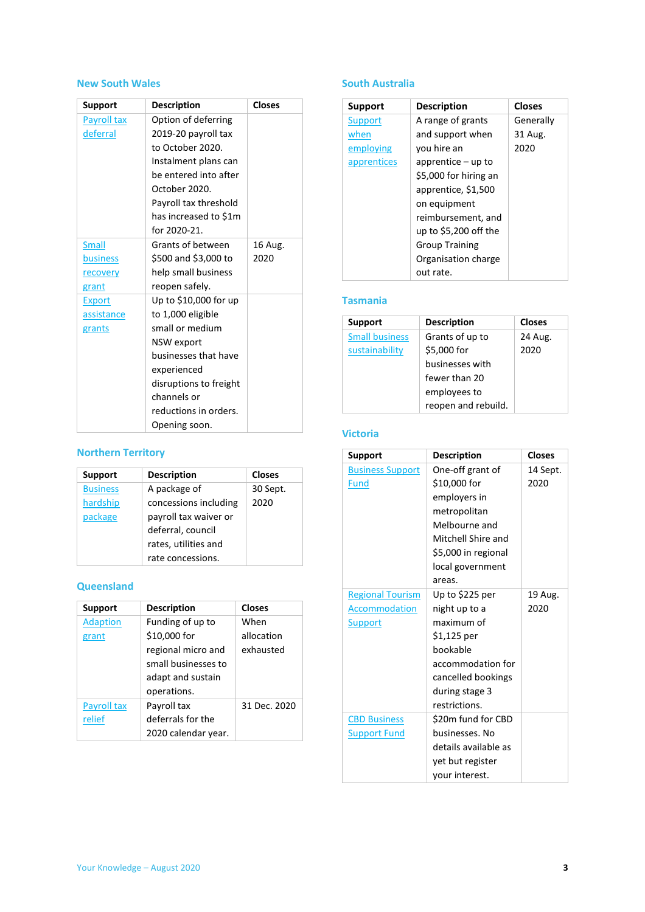## New South Wales

| Support | Description | Closes |
|---|---|---|
| Payroll tax deferral | Option of deferring 2019-20 payroll tax to October 2020. Instalment plans can be entered into after October 2020. Payroll tax threshold has increased to $1m for 2020-21. | |
| Small business recovery grant | Grants of between $500 and $3,000 to help small business reopen safely. | 16 Aug. 2020 |
| Export assistance grants | Up to $10,000 for up to 1,000 eligible small or medium NSW export businesses that have experienced disruptions to freight channels or reductions in orders. Opening soon. | |

## Northern Territory

| Support | Description | Closes |
|---|---|---|
| Business hardship package | A package of concessions including payroll tax waiver or deferral, council rates, utilities and rate concessions. | 30 Sept. 2020 |

## Queensland

| Support | Description | Closes |
|---|---|---|
| Adaption grant | Funding of up to $10,000 for regional micro and small businesses to adapt and sustain operations. | When allocation exhausted |
| Payroll tax relief | Payroll tax deferrals for the 2020 calendar year. | 31 Dec. 2020 |

## South Australia

| Support | Description | Closes |
|---|---|---|
| Support when employing apprentices | A range of grants and support when you hire an apprentice – up to $5,000 for hiring an apprentice, $1,500 on equipment reimbursement, and up to $5,200 off the Group Training Organisation charge out rate. | Generally 31 Aug. 2020 |

## Tasmania

| Support | Description | Closes |
|---|---|---|
| Small business sustainability | Grants of up to $5,000 for businesses with fewer than 20 employees to reopen and rebuild. | 24 Aug. 2020 |

## Victoria

| Support | Description | Closes |
|---|---|---|
| Business Support Fund | One-off grant of $10,000 for employers in metropolitan Melbourne and Mitchell Shire and $5,000 in regional local government areas. | 14 Sept. 2020 |
| Regional Tourism Accommodation Support | Up to $225 per night up to a maximum of $1,125 per bookable accommodation for cancelled bookings during stage 3 restrictions. | 19 Aug. 2020 |
| CBD Business Support Fund | $20m fund for CBD businesses. No details available as yet but register your interest. | |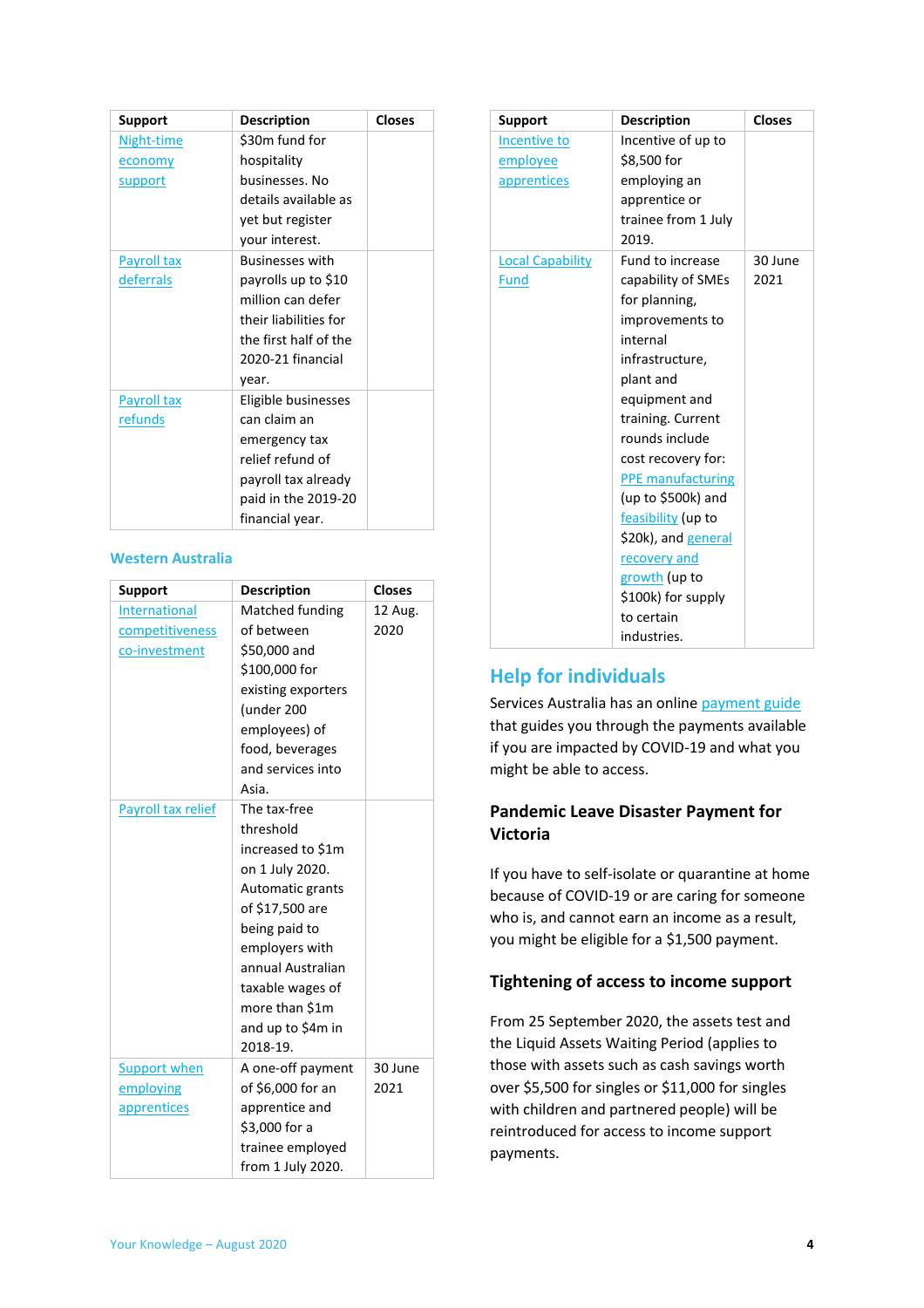| Support | Description | Closes |
|---|---|---|
| Night-time economy support | $30m fund for hospitality businesses. No details available as yet but register your interest. | |
| Payroll tax deferrals | Businesses with payrolls up to $10 million can defer their liabilities for the first half of the 2020-21 financial year. | |
| Payroll tax refunds | Eligible businesses can claim an emergency tax relief refund of payroll tax already paid in the 2019-20 financial year. | |

## Western Australia

| Support | Description | Closes |
|---|---|---|
| International competitiveness co-investment | Matched funding of between $50,000 and $100,000 for existing exporters (under 200 employees) of food, beverages and services into Asia. | 12 Aug. 2020 |
| Payroll tax relief | The tax-free threshold increased to $1m on 1 July 2020. Automatic grants of $17,500 are being paid to employers with annual Australian taxable wages of more than $1m and up to $4m in 2018-19. | |
| Support when employing apprentices | A one-off payment of $6,000 for an apprentice and $3,000 for a trainee employed from 1 July 2020. | 30 June 2021 |
| Incentive to employee apprentices | Incentive of up to $8,500 for employing an apprentice or trainee from 1 July 2019. | |
| Local Capability Fund | Fund to increase capability of SMEs for planning, improvements to internal infrastructure, plant and equipment and training. Current rounds include cost recovery for: PPE manufacturing (up to $500k) and feasibility (up to $20k), and general recovery and growth (up to $100k) for supply to certain industries. | 30 June 2021 |

## Help for individuals

Services Australia has an online payment guide that guides you through the payments available if you are impacted by COVID-19 and what you might be able to access.

### Pandemic Leave Disaster Payment for Victoria

If you have to self-isolate or quarantine at home because of COVID-19 or are caring for someone who is, and cannot earn an income as a result, you might be eligible for a $1,500 payment.

### Tightening of access to income support

From 25 September 2020, the assets test and the Liquid Assets Waiting Period (applies to those with assets such as cash savings worth over $5,500 for singles or $11,000 for singles with children and partnered people) will be reintroduced for access to income support payments.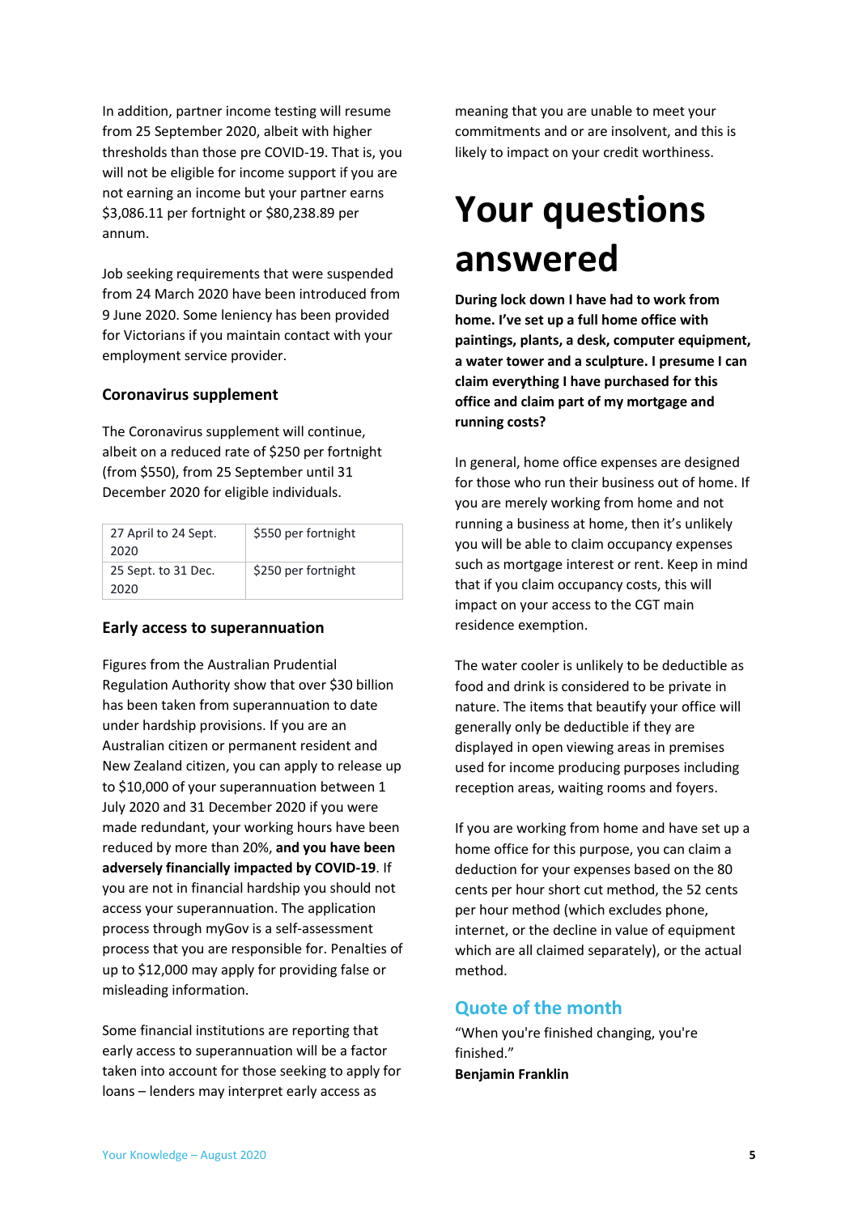In addition, partner income testing will resume from 25 September 2020, albeit with higher thresholds than those pre COVID-19. That is, you will not be eligible for income support if you are not earning an income but your partner earns $3,086.11 per fortnight or $80,238.89 per annum.

Job seeking requirements that were suspended from 24 March 2020 have been introduced from 9 June 2020. Some leniency has been provided for Victorians if you maintain contact with your employment service provider.

### Coronavirus supplement

The Coronavirus supplement will continue, albeit on a reduced rate of $250 per fortnight (from $550), from 25 September until 31 December 2020 for eligible individuals.

| | |
|---|---|
| 27 April to 24 Sept. 2020 | $550 per fortnight |
| 25 Sept. to 31 Dec. 2020 | $250 per fortnight |

### Early access to superannuation

Figures from the Australian Prudential Regulation Authority show that over $30 billion has been taken from superannuation to date under hardship provisions. If you are an Australian citizen or permanent resident and New Zealand citizen, you can apply to release up to $10,000 of your superannuation between 1 July 2020 and 31 December 2020 if you were made redundant, your working hours have been reduced by more than 20%, **and you have been adversely financially impacted by COVID-19**. If you are not in financial hardship you should not access your superannuation. The application process through myGov is a self-assessment process that you are responsible for. Penalties of up to $12,000 may apply for providing false or misleading information.

Some financial institutions are reporting that early access to superannuation will be a factor taken into account for those seeking to apply for loans – lenders may interpret early access as meaning that you are unable to meet your commitments and or are insolvent, and this is likely to impact on your credit worthiness.

# Your questions answered

**During lock down I have had to work from home. I've set up a full home office with paintings, plants, a desk, computer equipment, a water tower and a sculpture. I presume I can claim everything I have purchased for this office and claim part of my mortgage and running costs?**

In general, home office expenses are designed for those who run their business out of home. If you are merely working from home and not running a business at home, then it's unlikely you will be able to claim occupancy expenses such as mortgage interest or rent. Keep in mind that if you claim occupancy costs, this will impact on your access to the CGT main residence exemption.

The water cooler is unlikely to be deductible as food and drink is considered to be private in nature. The items that beautify your office will generally only be deductible if they are displayed in open viewing areas in premises used for income producing purposes including reception areas, waiting rooms and foyers.

If you are working from home and have set up a home office for this purpose, you can claim a deduction for your expenses based on the 80 cents per hour short cut method, the 52 cents per hour method (which excludes phone, internet, or the decline in value of equipment which are all claimed separately), or the actual method.

## Quote of the month

"When you're finished changing, you're finished."
**Benjamin Franklin**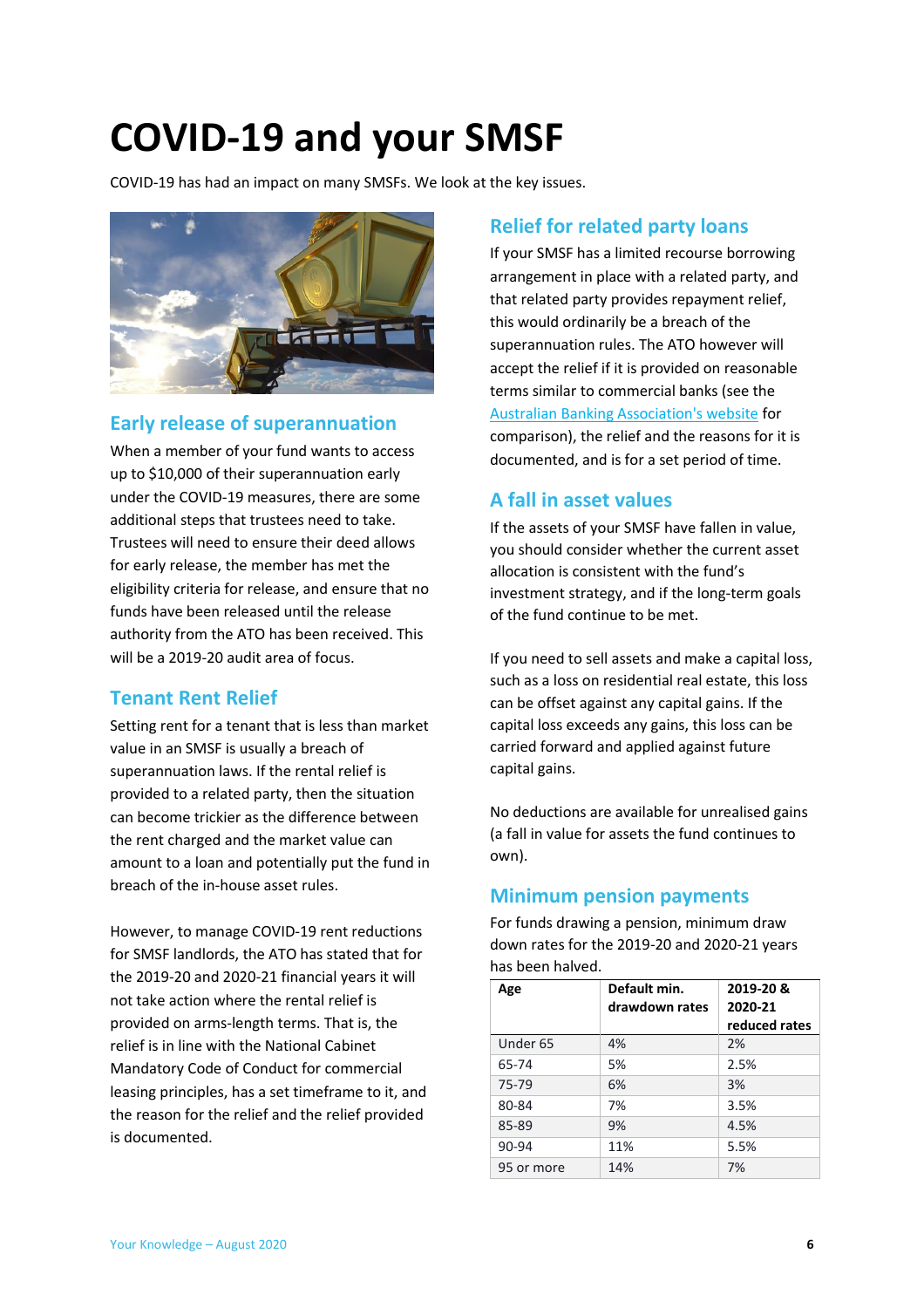# COVID-19 and your SMSF

COVID-19 has had an impact on many SMSFs. We look at the key issues.

## Early release of superannuation

When a member of your fund wants to access up to $10,000 of their superannuation early under the COVID-19 measures, there are some additional steps that trustees need to take. Trustees will need to ensure their deed allows for early release, the member has met the eligibility criteria for release, and ensure that no funds have been released until the release authority from the ATO has been received. This will be a 2019-20 audit area of focus.

## Tenant Rent Relief

Setting rent for a tenant that is less than market value in an SMSF is usually a breach of superannuation laws. If the rental relief is provided to a related party, then the situation can become trickier as the difference between the rent charged and the market value can amount to a loan and potentially put the fund in breach of the in-house asset rules.

However, to manage COVID-19 rent reductions for SMSF landlords, the ATO has stated that for the 2019-20 and 2020-21 financial years it will not take action where the rental relief is provided on arms-length terms. That is, the relief is in line with the National Cabinet Mandatory Code of Conduct for commercial leasing principles, has a set timeframe to it, and the reason for the relief and the relief provided is documented.

## Relief for related party loans

If your SMSF has a limited recourse borrowing arrangement in place with a related party, and that related party provides repayment relief, this would ordinarily be a breach of the superannuation rules. The ATO however will accept the relief if it is provided on reasonable terms similar to commercial banks (see the Australian Banking Association's website for comparison), the relief and the reasons for it is documented, and is for a set period of time.

## A fall in asset values

If the assets of your SMSF have fallen in value, you should consider whether the current asset allocation is consistent with the fund's investment strategy, and if the long-term goals of the fund continue to be met.

If you need to sell assets and make a capital loss, such as a loss on residential real estate, this loss can be offset against any capital gains. If the capital loss exceeds any gains, this loss can be carried forward and applied against future capital gains.

No deductions are available for unrealised gains (a fall in value for assets the fund continues to own).

## Minimum pension payments

For funds drawing a pension, minimum draw down rates for the 2019-20 and 2020-21 years has been halved.

| Age | Default min. drawdown rates | 2019-20 & 2020-21 reduced rates |
|---|---|---|
| Under 65 | 4% | 2% |
| 65-74 | 5% | 2.5% |
| 75-79 | 6% | 3% |
| 80-84 | 7% | 3.5% |
| 85-89 | 9% | 4.5% |
| 90-94 | 11% | 5.5% |
| 95 or more | 14% | 7% |